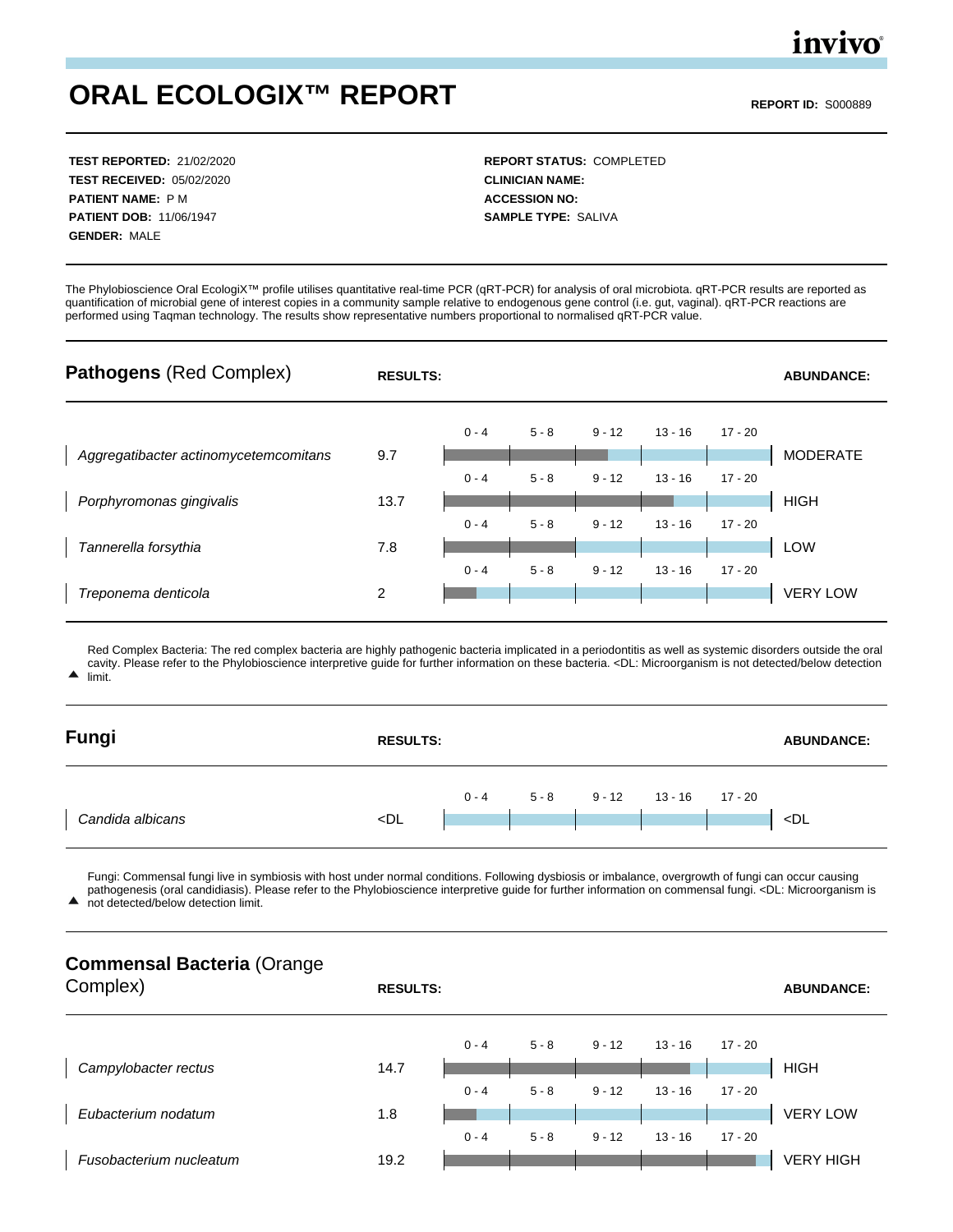invivo

# ORAL ECOLOGIX™ REPORT

**REPORT ID:** S000889

**TEST REPORTED:** 21/02/2020
**TEST RECEIVED:** 05/02/2020
**PATIENT NAME:** P M
**PATIENT DOB:** 11/06/1947
**GENDER:** MALE

**REPORT STATUS:** COMPLETED
**CLINICIAN NAME:**
**ACCESSION NO:**
**SAMPLE TYPE:** SALIVA

The Phylobioscience Oral EcologiX™ profile utilises quantitative real-time PCR (qRT-PCR) for analysis of oral microbiota. qRT-PCR results are reported as quantification of microbial gene of interest copies in a community sample relative to endogenous gene control (i.e. gut, vaginal). qRT-PCR reactions are performed using Taqman technology. The results show representative numbers proportional to normalised qRT-PCR value.

## **Pathogens** (Red Complex)

| | RESULTS: | 0 - 4 / 5 - 8 / 9 - 12 / 13 - 16 / 17 - 20 | ABUNDANCE: |
|---|---|---|---|
| *Aggregatibacter actinomycetemcomitans* | 9.7 | | MODERATE |
| *Porphyromonas gingivalis* | 13.7 | | HIGH |
| *Tannerella forsythia* | 7.8 | | LOW |
| *Treponema denticola* | 2 | | VERY LOW |

▲ Red Complex Bacteria: The red complex bacteria are highly pathogenic bacteria implicated in a periodontitis as well as systemic disorders outside the oral cavity. Please refer to the Phylobioscience interpretive guide for further information on these bacteria. <DL: Microorganism is not detected/below detection limit.

## **Fungi**

| | RESULTS: | 0 - 4 / 5 - 8 / 9 - 12 / 13 - 16 / 17 - 20 | ABUNDANCE: |
|---|---|---|---|
| *Candida albicans* | <DL | | <DL |

▲ Fungi: Commensal fungi live in symbiosis with host under normal conditions. Following dysbiosis or imbalance, overgrowth of fungi can occur causing pathogenesis (oral candidiasis). Please refer to the Phylobioscience interpretive guide for further information on commensal fungi. <DL: Microorganism is not detected/below detection limit.

## **Commensal Bacteria** (Orange Complex)

| | RESULTS: | 0 - 4 / 5 - 8 / 9 - 12 / 13 - 16 / 17 - 20 | ABUNDANCE: |
|---|---|---|---|
| *Campylobacter rectus* | 14.7 | | HIGH |
| *Eubacterium nodatum* | 1.8 | | VERY LOW |
| *Fusobacterium nucleatum* | 19.2 | | VERY HIGH |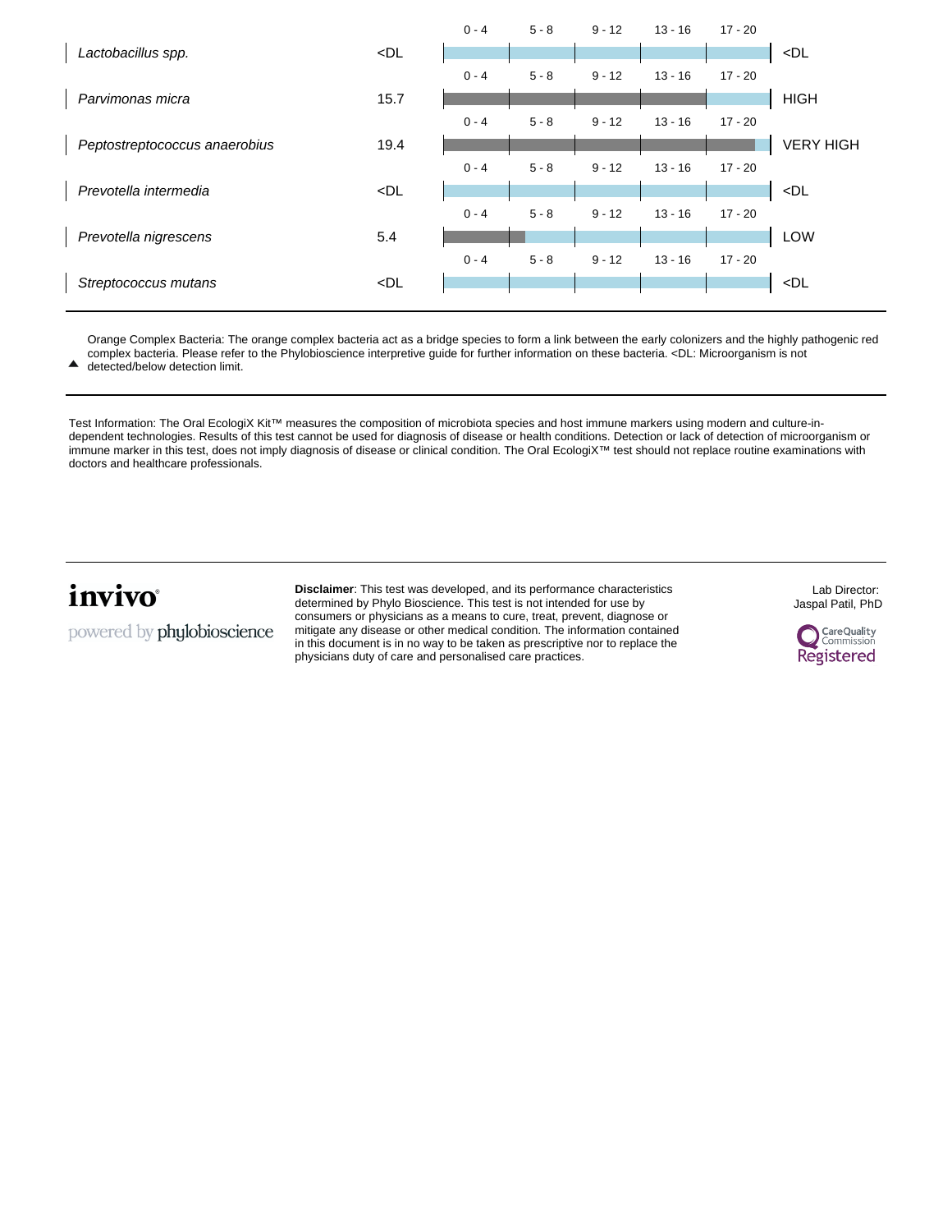0 - 4 5 - 8 9 - 12 13 - 16 17 - 20

*Lactobacillus spp.* <DL <DL

0 - 4 5 - 8 9 - 12 13 - 16 17 - 20

*Parvimonas micra* 15.7 HIGH

0 - 4 5 - 8 9 - 12 13 - 16 17 - 20

*Peptostreptococcus anaerobius* 19.4 VERY HIGH

0 - 4 5 - 8 9 - 12 13 - 16 17 - 20

*Prevotella intermedia* <DL <DL

0 - 4 5 - 8 9 - 12 13 - 16 17 - 20

*Prevotella nigrescens* 5.4 LOW

0 - 4 5 - 8 9 - 12 13 - 16 17 - 20

*Streptococcus mutans* <DL <DL

▲ Orange Complex Bacteria: The orange complex bacteria act as a bridge species to form a link between the early colonizers and the highly pathogenic red complex bacteria. Please refer to the Phylobioscience interpretive guide for further information on these bacteria. <DL: Microorganism is not detected/below detection limit.

Test Information: The Oral EcologiX Kit™ measures the composition of microbiota species and host immune markers using modern and culture-independent technologies. Results of this test cannot be used for diagnosis of disease or health conditions. Detection or lack of detection of microorganism or immune marker in this test, does not imply diagnosis of disease or clinical condition. The Oral EcologiX™ test should not replace routine examinations with doctors and healthcare professionals.

invivo
powered by phylobioscience

**Disclaimer**: This test was developed, and its performance characteristics determined by Phylo Bioscience. This test is not intended for use by consumers or physicians as a means to cure, treat, prevent, diagnose or mitigate any disease or other medical condition. The information contained in this document is in no way to be taken as prescriptive nor to replace the physicians duty of care and personalised care practices.

Lab Director:
Jaspal Patil, PhD

CareQuality Commission Registered